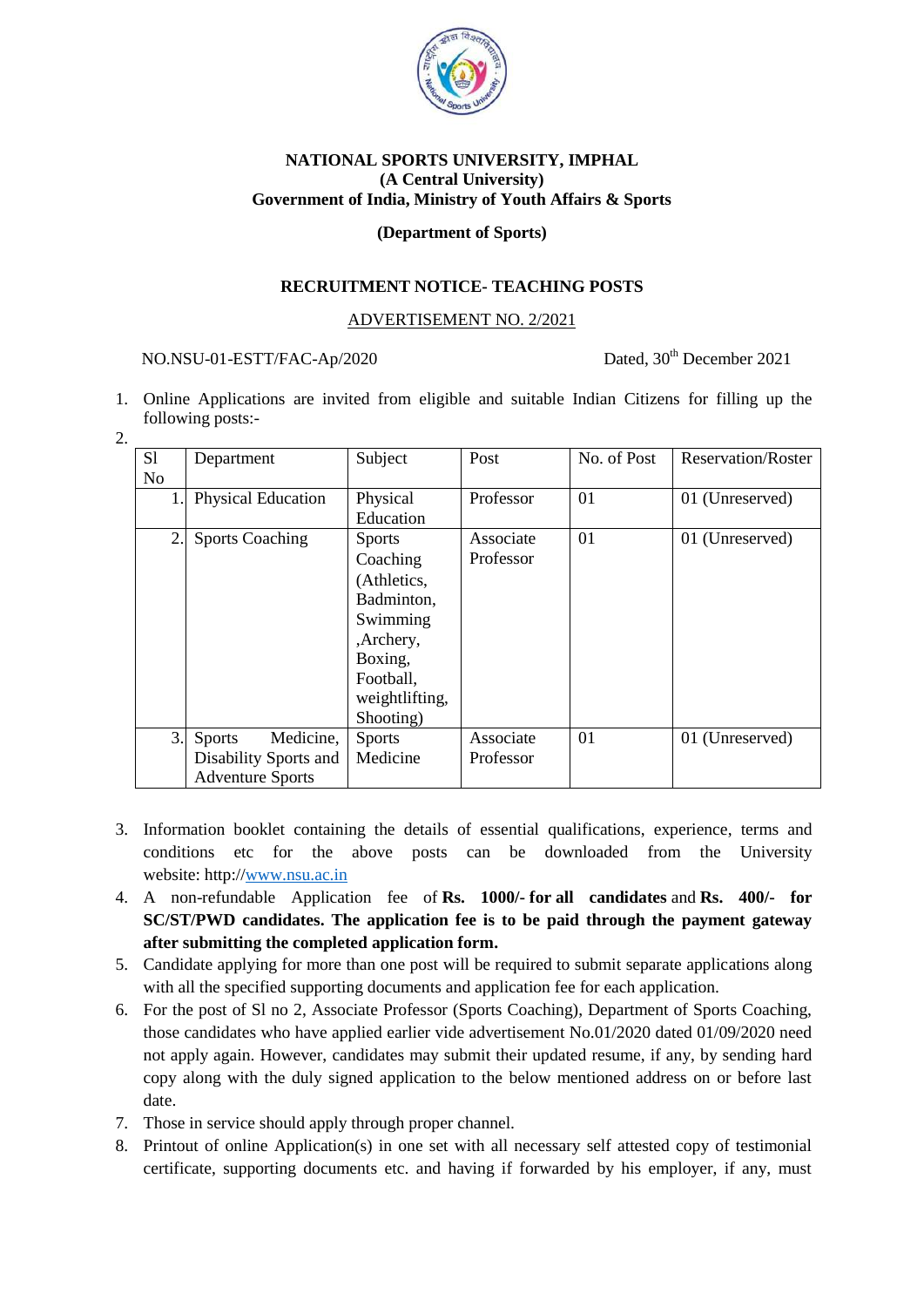**NATIONAL SPORTS UNIVERSITY, IMPHAL**
**(A Central University)**
**Government of India, Ministry of Youth Affairs & Sports**

**(Department of Sports)**

## RECRUITMENT NOTICE- TEACHING POSTS

ADVERTISEMENT NO. 2/2021

NO.NSU-01-ESTT/FAC-Ap/2020 Dated, 30th December 2021

1. Online Applications are invited from eligible and suitable Indian Citizens for filling up the following posts:-
2.

| Sl No | Department | Subject | Post | No. of Post | Reservation/Roster |
|---|---|---|---|---|---|
| 1. | Physical Education | Physical Education | Professor | 01 | 01 (Unreserved) |
| 2. | Sports Coaching | Sports Coaching (Athletics, Badminton, Swimming ,Archery, Boxing, Football, weightlifting, Shooting) | Associate Professor | 01 | 01 (Unreserved) |
| 3. | Sports Medicine, Disability Sports and Adventure Sports | Sports Medicine | Associate Professor | 01 | 01 (Unreserved) |

3. Information booklet containing the details of essential qualifications, experience, terms and conditions etc for the above posts can be downloaded from the University website: http://www.nsu.ac.in
4. A non-refundable Application fee of **Rs. 1000/- for all candidates** and **Rs. 400/- for SC/ST/PWD candidates. The application fee is to be paid through the payment gateway after submitting the completed application form.**
5. Candidate applying for more than one post will be required to submit separate applications along with all the specified supporting documents and application fee for each application.
6. For the post of Sl no 2, Associate Professor (Sports Coaching), Department of Sports Coaching, those candidates who have applied earlier vide advertisement No.01/2020 dated 01/09/2020 need not apply again. However, candidates may submit their updated resume, if any, by sending hard copy along with the duly signed application to the below mentioned address on or before last date.
7. Those in service should apply through proper channel.
8. Printout of online Application(s) in one set with all necessary self attested copy of testimonial certificate, supporting documents etc. and having if forwarded by his employer, if any, must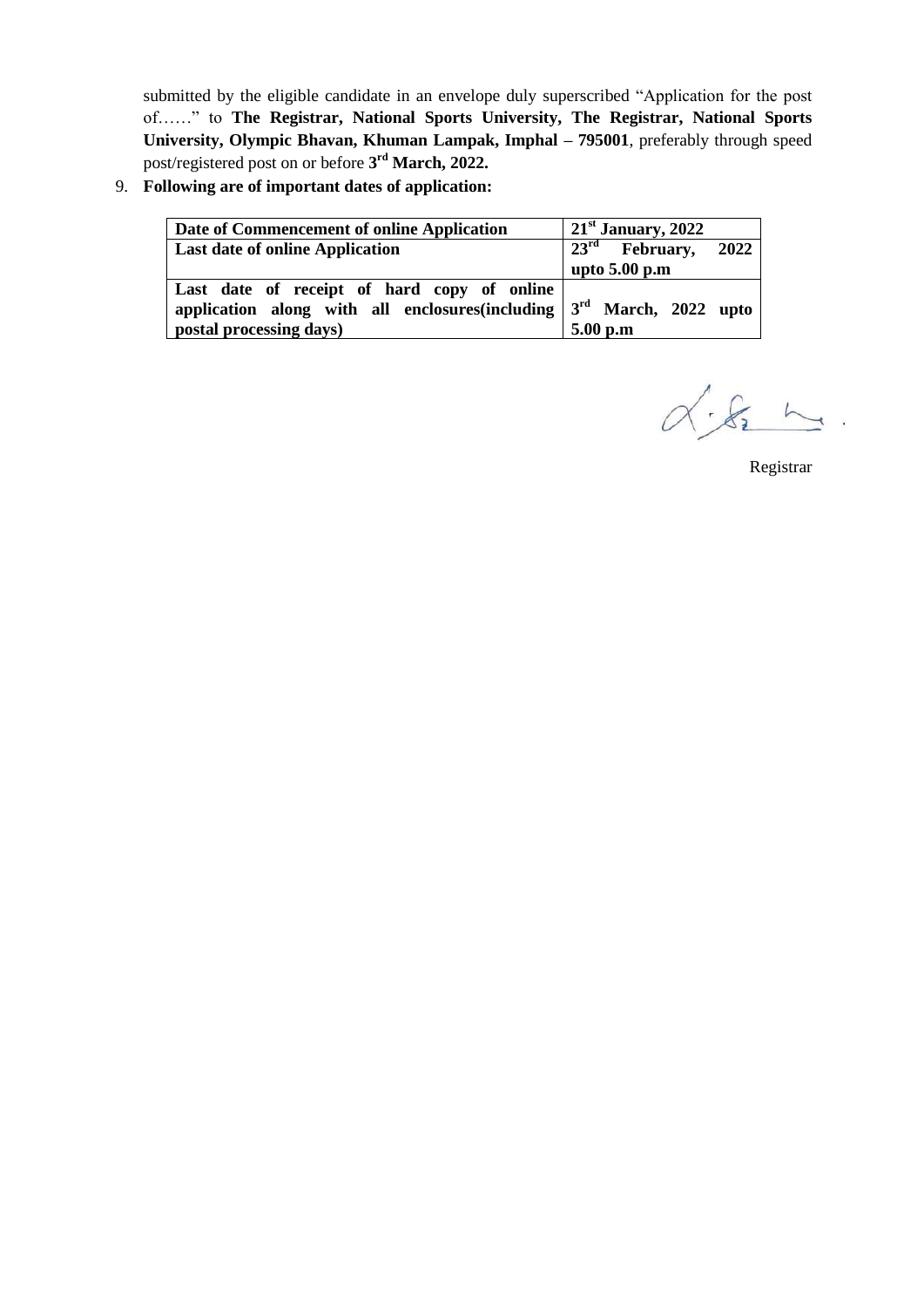submitted by the eligible candidate in an envelope duly superscribed "Application for the post of……" to **The Registrar, National Sports University, The Registrar, National Sports University, Olympic Bhavan, Khuman Lampak, Imphal – 795001**, preferably through speed post/registered post on or before **3rd March, 2022.**

9. **Following are of important dates of application:**

| | |
|---|---|
| **Date of Commencement of online Application** | **21st January, 2022** |
| **Last date of online Application** | **23rd February, 2022 upto 5.00 p.m** |
| **Last date of receipt of hard copy of online application along with all enclosures(including postal processing days)** | **3rd March, 2022 upto 5.00 p.m** |

Registrar